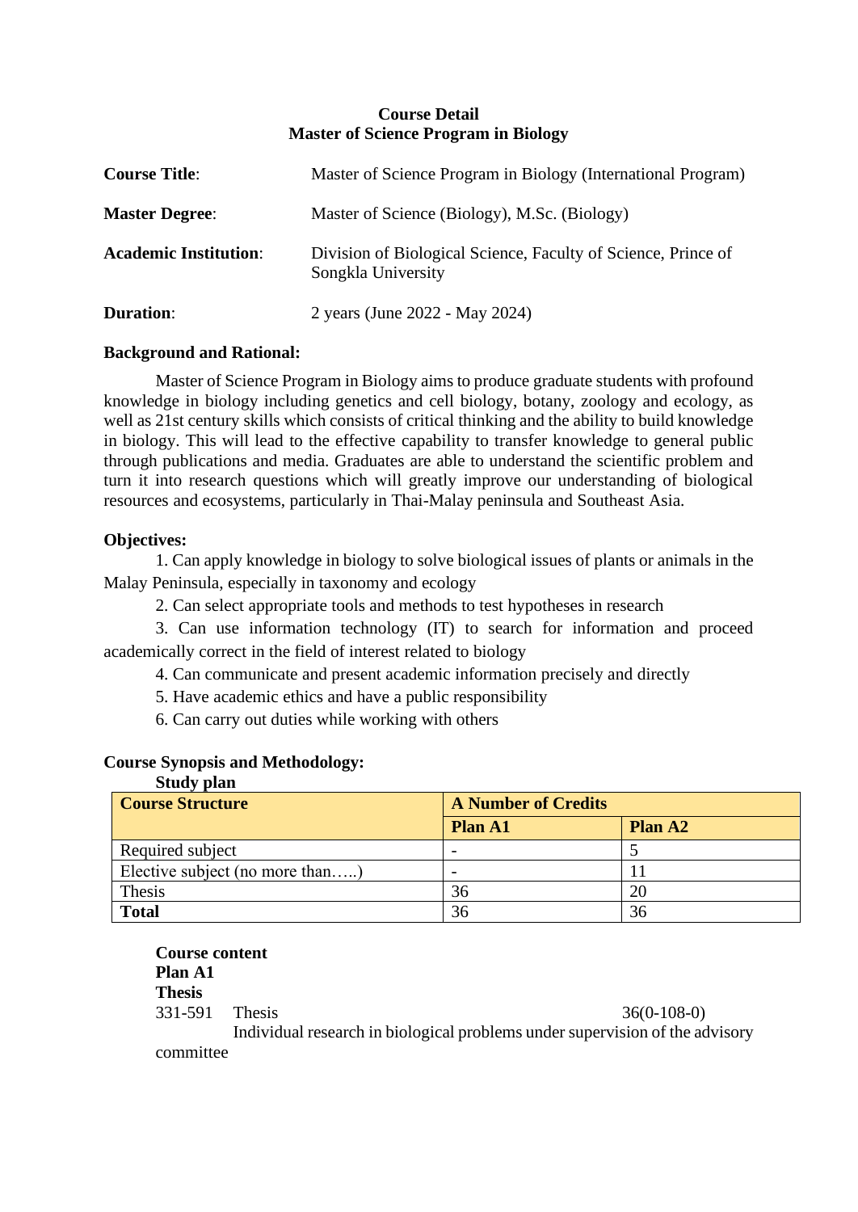# Course Detail
# Master of Science Program in Biology

**Course Title**: Master of Science Program in Biology (International Program)

**Master Degree**: Master of Science (Biology), M.Sc. (Biology)

**Academic Institution**: Division of Biological Science, Faculty of Science, Prince of Songkla University

**Duration**: 2 years (June 2022 - May 2024)

**Background and Rational:**

Master of Science Program in Biology aims to produce graduate students with profound knowledge in biology including genetics and cell biology, botany, zoology and ecology, as well as 21st century skills which consists of critical thinking and the ability to build knowledge in biology. This will lead to the effective capability to transfer knowledge to general public through publications and media. Graduates are able to understand the scientific problem and turn it into research questions which will greatly improve our understanding of biological resources and ecosystems, particularly in Thai-Malay peninsula and Southeast Asia.

**Objectives:**

1. Can apply knowledge in biology to solve biological issues of plants or animals in the Malay Peninsula, especially in taxonomy and ecology
2. Can select appropriate tools and methods to test hypotheses in research
3. Can use information technology (IT) to search for information and proceed academically correct in the field of interest related to biology
4. Can communicate and present academic information precisely and directly
5. Have academic ethics and have a public responsibility
6. Can carry out duties while working with others

**Course Synopsis and Methodology:**

**Study plan**

| **Course Structure** | **A Number of Credits** | |
|---|---|---|
| | **Plan A1** | **Plan A2** |
| Required subject | - | 5 |
| Elective subject (no more than…..) | - | 11 |
| Thesis | 36 | 20 |
| **Total** | 36 | 36 |

**Course content**

**Plan A1**

**Thesis**

331-591 Thesis 36(0-108-0)

Individual research in biological problems under supervision of the advisory committee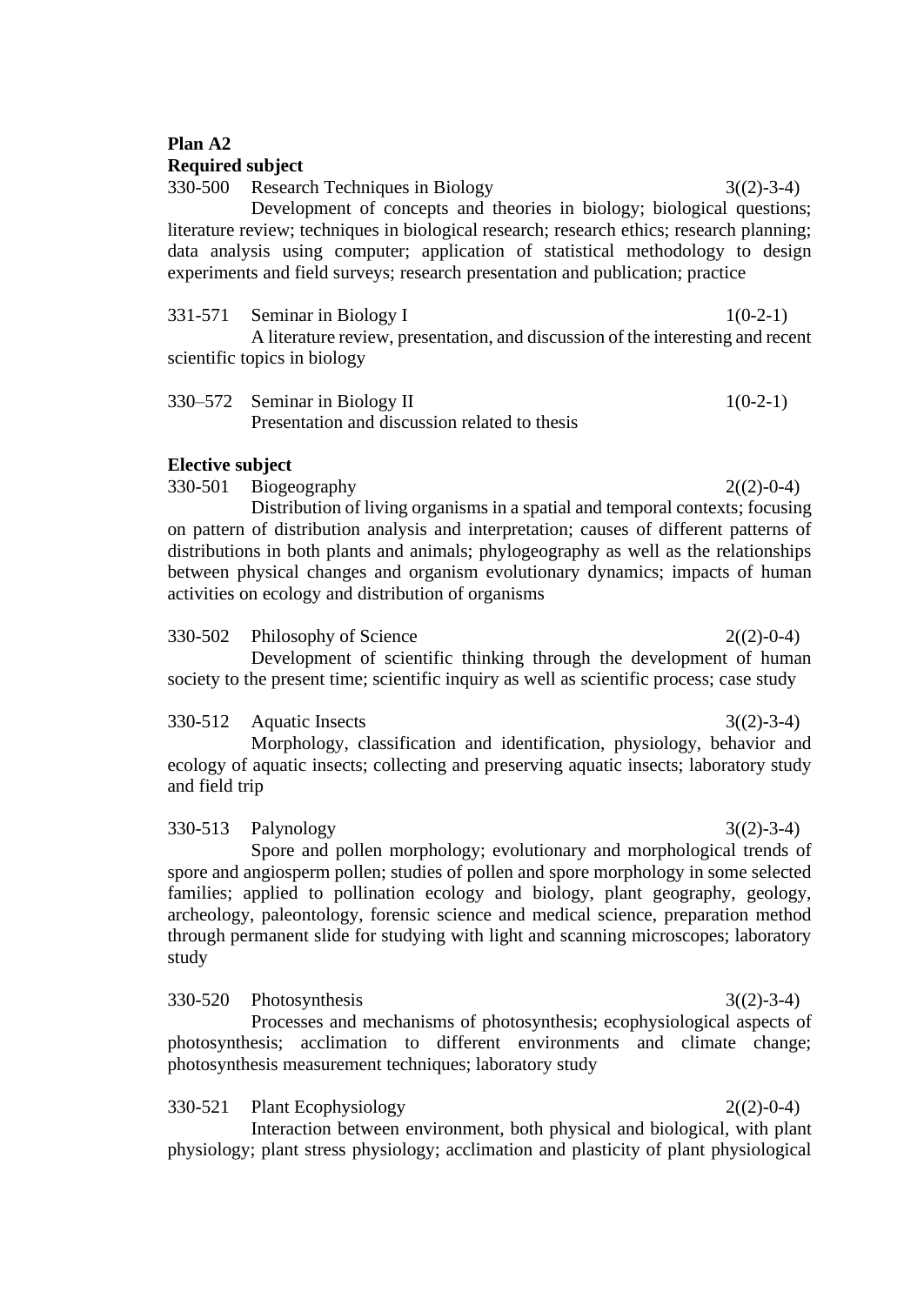**Plan A2**

**Required subject**

330-500 Research Techniques in Biology 3((2)-3-4)

Development of concepts and theories in biology; biological questions; literature review; techniques in biological research; research ethics; research planning; data analysis using computer; application of statistical methodology to design experiments and field surveys; research presentation and publication; practice

331-571 Seminar in Biology I 1(0-2-1)

A literature review, presentation, and discussion of the interesting and recent scientific topics in biology

330–572 Seminar in Biology II 1(0-2-1)

Presentation and discussion related to thesis

**Elective subject**

330-501 Biogeography 2((2)-0-4)

Distribution of living organisms in a spatial and temporal contexts; focusing on pattern of distribution analysis and interpretation; causes of different patterns of distributions in both plants and animals; phylogeography as well as the relationships between physical changes and organism evolutionary dynamics; impacts of human activities on ecology and distribution of organisms

330-502 Philosophy of Science 2((2)-0-4)

Development of scientific thinking through the development of human society to the present time; scientific inquiry as well as scientific process; case study

330-512 Aquatic Insects 3((2)-3-4)

Morphology, classification and identification, physiology, behavior and ecology of aquatic insects; collecting and preserving aquatic insects; laboratory study and field trip

330-513 Palynology 3((2)-3-4)

Spore and pollen morphology; evolutionary and morphological trends of spore and angiosperm pollen; studies of pollen and spore morphology in some selected families; applied to pollination ecology and biology, plant geography, geology, archeology, paleontology, forensic science and medical science, preparation method through permanent slide for studying with light and scanning microscopes; laboratory study

330-520 Photosynthesis 3((2)-3-4)

Processes and mechanisms of photosynthesis; ecophysiological aspects of photosynthesis; acclimation to different environments and climate change; photosynthesis measurement techniques; laboratory study

330-521 Plant Ecophysiology 2((2)-0-4)

Interaction between environment, both physical and biological, with plant physiology; plant stress physiology; acclimation and plasticity of plant physiological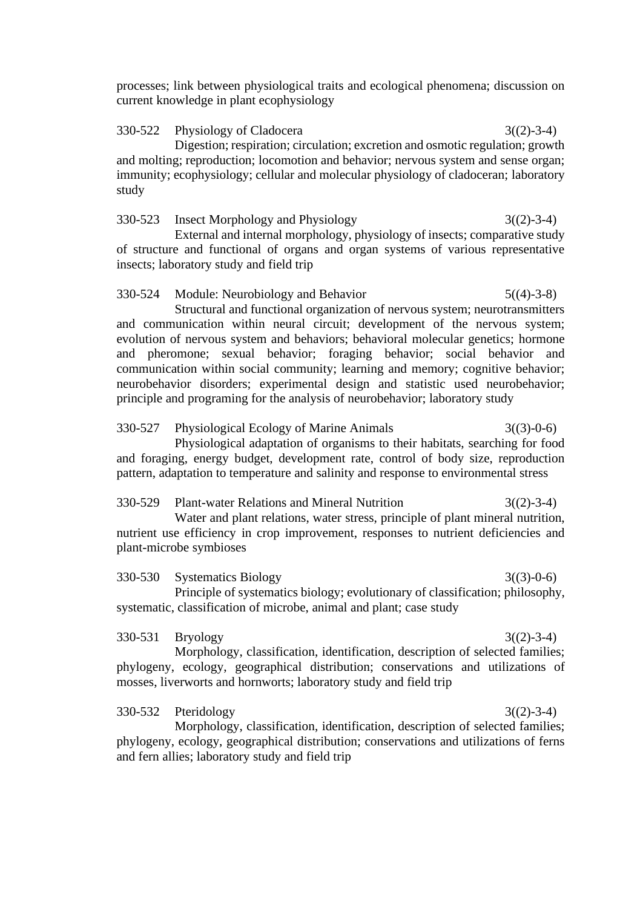processes; link between physiological traits and ecological phenomena; discussion on current knowledge in plant ecophysiology

330-522 Physiology of Cladocera 3((2)-3-4)
Digestion; respiration; circulation; excretion and osmotic regulation; growth and molting; reproduction; locomotion and behavior; nervous system and sense organ; immunity; ecophysiology; cellular and molecular physiology of cladoceran; laboratory study

330-523 Insect Morphology and Physiology 3((2)-3-4)
External and internal morphology, physiology of insects; comparative study of structure and functional of organs and organ systems of various representative insects; laboratory study and field trip

330-524 Module: Neurobiology and Behavior 5((4)-3-8)
Structural and functional organization of nervous system; neurotransmitters and communication within neural circuit; development of the nervous system; evolution of nervous system and behaviors; behavioral molecular genetics; hormone and pheromone; sexual behavior; foraging behavior; social behavior and communication within social community; learning and memory; cognitive behavior; neurobehavior disorders; experimental design and statistic used neurobehavior; principle and programing for the analysis of neurobehavior; laboratory study

330-527 Physiological Ecology of Marine Animals 3((3)-0-6)
Physiological adaptation of organisms to their habitats, searching for food and foraging, energy budget, development rate, control of body size, reproduction pattern, adaptation to temperature and salinity and response to environmental stress

330-529 Plant-water Relations and Mineral Nutrition 3((2)-3-4)
Water and plant relations, water stress, principle of plant mineral nutrition, nutrient use efficiency in crop improvement, responses to nutrient deficiencies and plant-microbe symbioses

330-530 Systematics Biology 3((3)-0-6)
Principle of systematics biology; evolutionary of classification; philosophy, systematic, classification of microbe, animal and plant; case study

330-531 Bryology 3((2)-3-4)
Morphology, classification, identification, description of selected families; phylogeny, ecology, geographical distribution; conservations and utilizations of mosses, liverworts and hornworts; laboratory study and field trip

330-532 Pteridology 3((2)-3-4)
Morphology, classification, identification, description of selected families; phylogeny, ecology, geographical distribution; conservations and utilizations of ferns and fern allies; laboratory study and field trip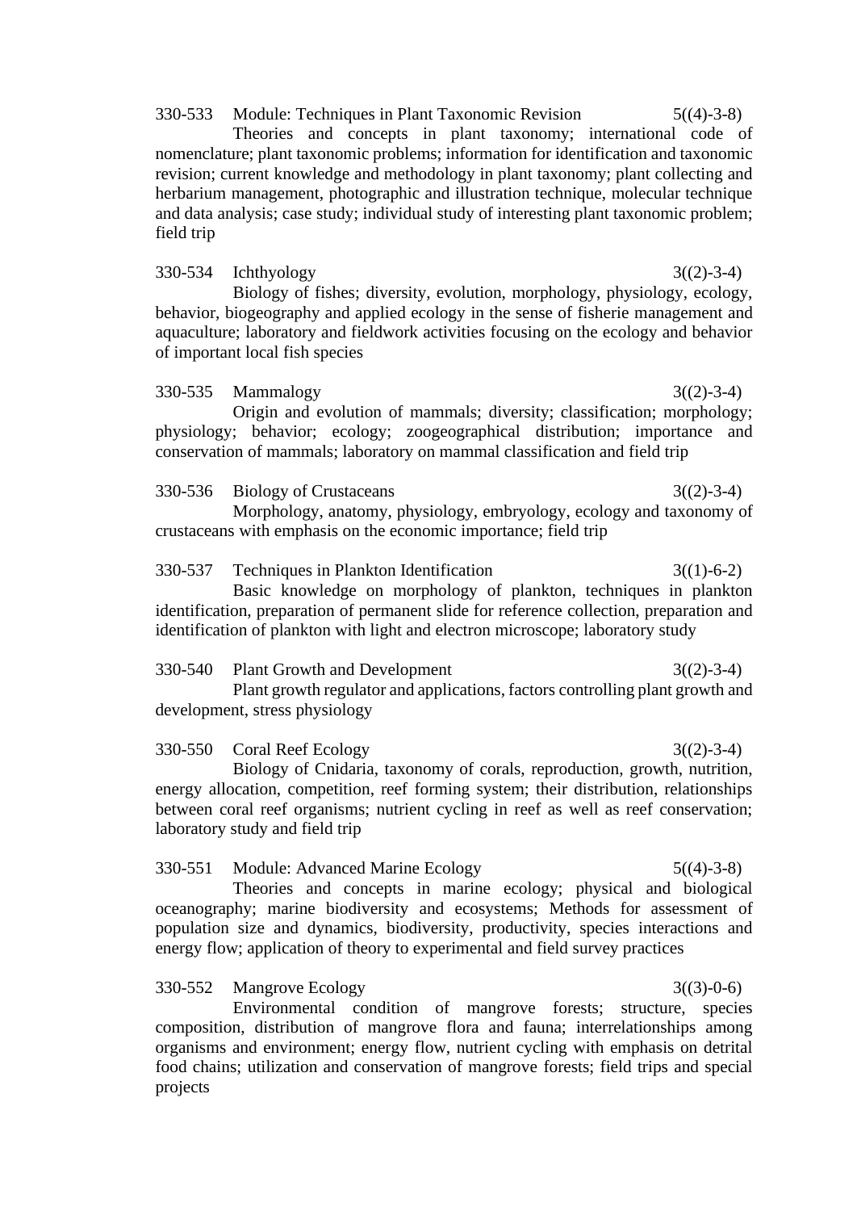330-533 Module: Techniques in Plant Taxonomic Revision 5((4)-3-8)

Theories and concepts in plant taxonomy; international code of nomenclature; plant taxonomic problems; information for identification and taxonomic revision; current knowledge and methodology in plant taxonomy; plant collecting and herbarium management, photographic and illustration technique, molecular technique and data analysis; case study; individual study of interesting plant taxonomic problem; field trip

330-534 Ichthyology 3((2)-3-4)

Biology of fishes; diversity, evolution, morphology, physiology, ecology, behavior, biogeography and applied ecology in the sense of fisherie management and aquaculture; laboratory and fieldwork activities focusing on the ecology and behavior of important local fish species

330-535 Mammalogy 3((2)-3-4)

Origin and evolution of mammals; diversity; classification; morphology; physiology; behavior; ecology; zoogeographical distribution; importance and conservation of mammals; laboratory on mammal classification and field trip

330-536 Biology of Crustaceans 3((2)-3-4)

Morphology, anatomy, physiology, embryology, ecology and taxonomy of crustaceans with emphasis on the economic importance; field trip

330-537 Techniques in Plankton Identification 3((1)-6-2)

Basic knowledge on morphology of plankton, techniques in plankton identification, preparation of permanent slide for reference collection, preparation and identification of plankton with light and electron microscope; laboratory study

330-540 Plant Growth and Development 3((2)-3-4)

Plant growth regulator and applications, factors controlling plant growth and development, stress physiology

330-550 Coral Reef Ecology 3((2)-3-4)

Biology of Cnidaria, taxonomy of corals, reproduction, growth, nutrition, energy allocation, competition, reef forming system; their distribution, relationships between coral reef organisms; nutrient cycling in reef as well as reef conservation; laboratory study and field trip

330-551 Module: Advanced Marine Ecology 5((4)-3-8)

Theories and concepts in marine ecology; physical and biological oceanography; marine biodiversity and ecosystems; Methods for assessment of population size and dynamics, biodiversity, productivity, species interactions and energy flow; application of theory to experimental and field survey practices

330-552 Mangrove Ecology 3((3)-0-6)

Environmental condition of mangrove forests; structure, species composition, distribution of mangrove flora and fauna; interrelationships among organisms and environment; energy flow, nutrient cycling with emphasis on detrital food chains; utilization and conservation of mangrove forests; field trips and special projects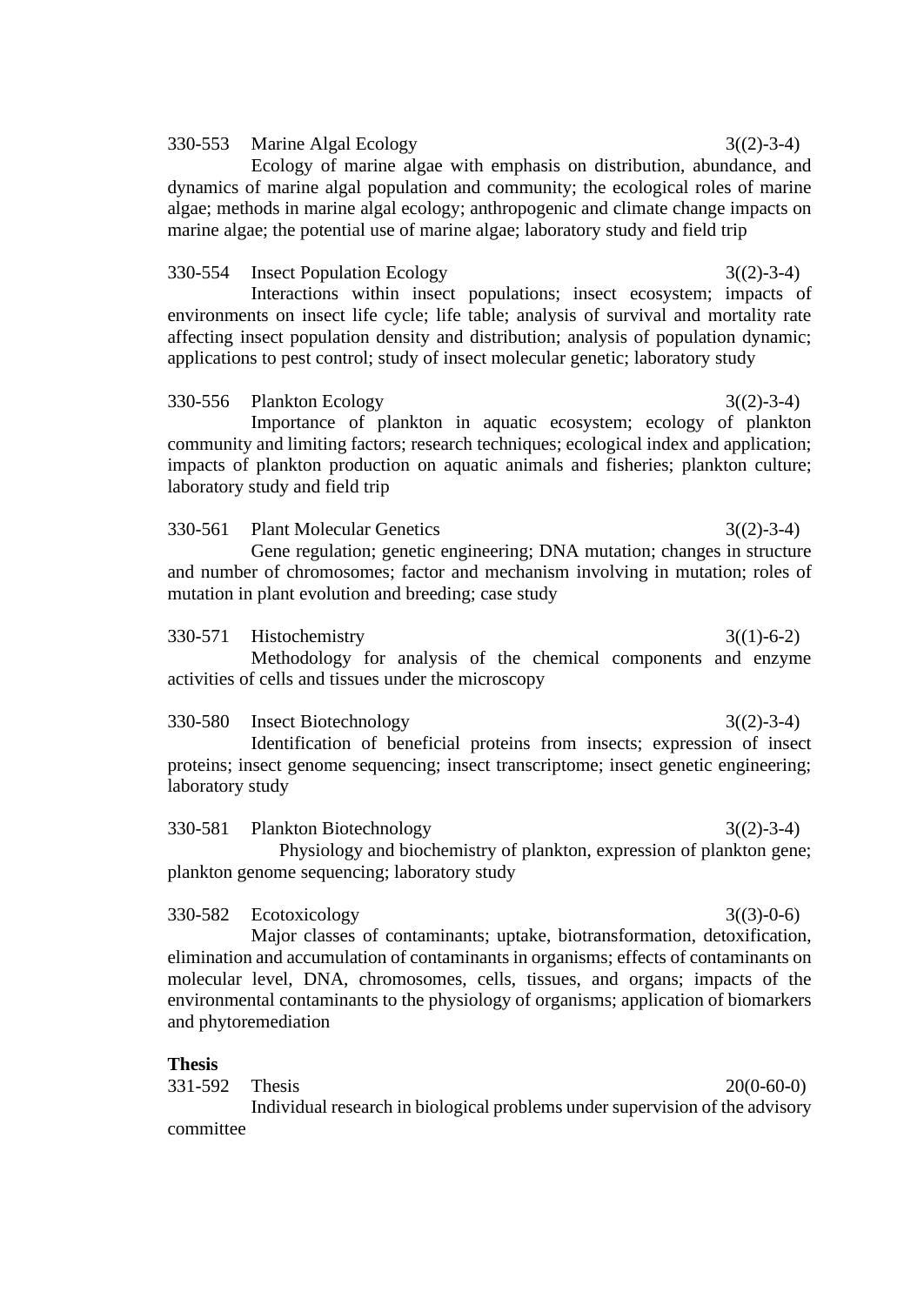330-553 Marine Algal Ecology 3((2)-3-4)

Ecology of marine algae with emphasis on distribution, abundance, and dynamics of marine algal population and community; the ecological roles of marine algae; methods in marine algal ecology; anthropogenic and climate change impacts on marine algae; the potential use of marine algae; laboratory study and field trip

330-554 Insect Population Ecology 3((2)-3-4)

Interactions within insect populations; insect ecosystem; impacts of environments on insect life cycle; life table; analysis of survival and mortality rate affecting insect population density and distribution; analysis of population dynamic; applications to pest control; study of insect molecular genetic; laboratory study

330-556 Plankton Ecology 3((2)-3-4)

Importance of plankton in aquatic ecosystem; ecology of plankton community and limiting factors; research techniques; ecological index and application; impacts of plankton production on aquatic animals and fisheries; plankton culture; laboratory study and field trip

330-561 Plant Molecular Genetics 3((2)-3-4)

Gene regulation; genetic engineering; DNA mutation; changes in structure and number of chromosomes; factor and mechanism involving in mutation; roles of mutation in plant evolution and breeding; case study

330-571 Histochemistry 3((1)-6-2)

Methodology for analysis of the chemical components and enzyme activities of cells and tissues under the microscopy

330-580 Insect Biotechnology 3((2)-3-4)

Identification of beneficial proteins from insects; expression of insect proteins; insect genome sequencing; insect transcriptome; insect genetic engineering; laboratory study

330-581 Plankton Biotechnology 3((2)-3-4)

Physiology and biochemistry of plankton, expression of plankton gene; plankton genome sequencing; laboratory study

330-582 Ecotoxicology 3((3)-0-6)

Major classes of contaminants; uptake, biotransformation, detoxification, elimination and accumulation of contaminants in organisms; effects of contaminants on molecular level, DNA, chromosomes, cells, tissues, and organs; impacts of the environmental contaminants to the physiology of organisms; application of biomarkers and phytoremediation

**Thesis**

331-592 Thesis 20(0-60-0)

Individual research in biological problems under supervision of the advisory committee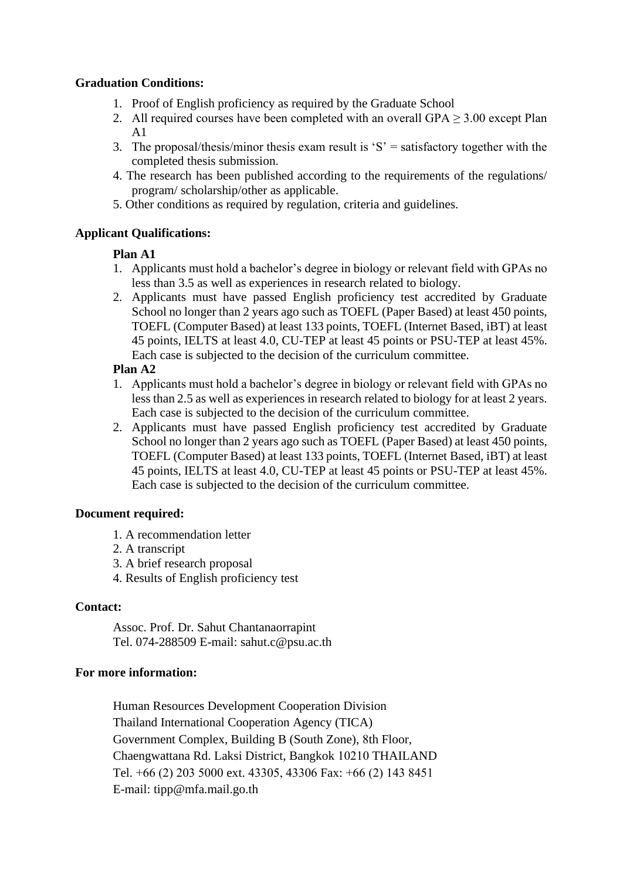**Graduation Conditions:**

1. Proof of English proficiency as required by the Graduate School
2. All required courses have been completed with an overall GPA $\geq$ 3.00 except Plan A1
3. The proposal/thesis/minor thesis exam result is 'S' = satisfactory together with the completed thesis submission.
4. The research has been published according to the requirements of the regulations/ program/ scholarship/other as applicable.
5. Other conditions as required by regulation, criteria and guidelines.

**Applicant Qualifications:**

**Plan A1**

1. Applicants must hold a bachelor's degree in biology or relevant field with GPAs no less than 3.5 as well as experiences in research related to biology.
2. Applicants must have passed English proficiency test accredited by Graduate School no longer than 2 years ago such as TOEFL (Paper Based) at least 450 points, TOEFL (Computer Based) at least 133 points, TOEFL (Internet Based, iBT) at least 45 points, IELTS at least 4.0, CU-TEP at least 45 points or PSU-TEP at least 45%. Each case is subjected to the decision of the curriculum committee.

**Plan A2**

1. Applicants must hold a bachelor's degree in biology or relevant field with GPAs no less than 2.5 as well as experiences in research related to biology for at least 2 years. Each case is subjected to the decision of the curriculum committee.
2. Applicants must have passed English proficiency test accredited by Graduate School no longer than 2 years ago such as TOEFL (Paper Based) at least 450 points, TOEFL (Computer Based) at least 133 points, TOEFL (Internet Based, iBT) at least 45 points, IELTS at least 4.0, CU-TEP at least 45 points or PSU-TEP at least 45%. Each case is subjected to the decision of the curriculum committee.

**Document required:**

1. A recommendation letter
2. A transcript
3. A brief research proposal
4. Results of English proficiency test

**Contact:**

Assoc. Prof. Dr. Sahut Chantanaorrapint
Tel. 074-288509 E-mail: sahut.c@psu.ac.th

**For more information:**

Human Resources Development Cooperation Division
Thailand International Cooperation Agency (TICA)
Government Complex, Building B (South Zone), 8th Floor,
Chaengwattana Rd. Laksi District, Bangkok 10210 THAILAND
Tel. +66 (2) 203 5000 ext. 43305, 43306 Fax: +66 (2) 143 8451
E-mail: tipp@mfa.mail.go.th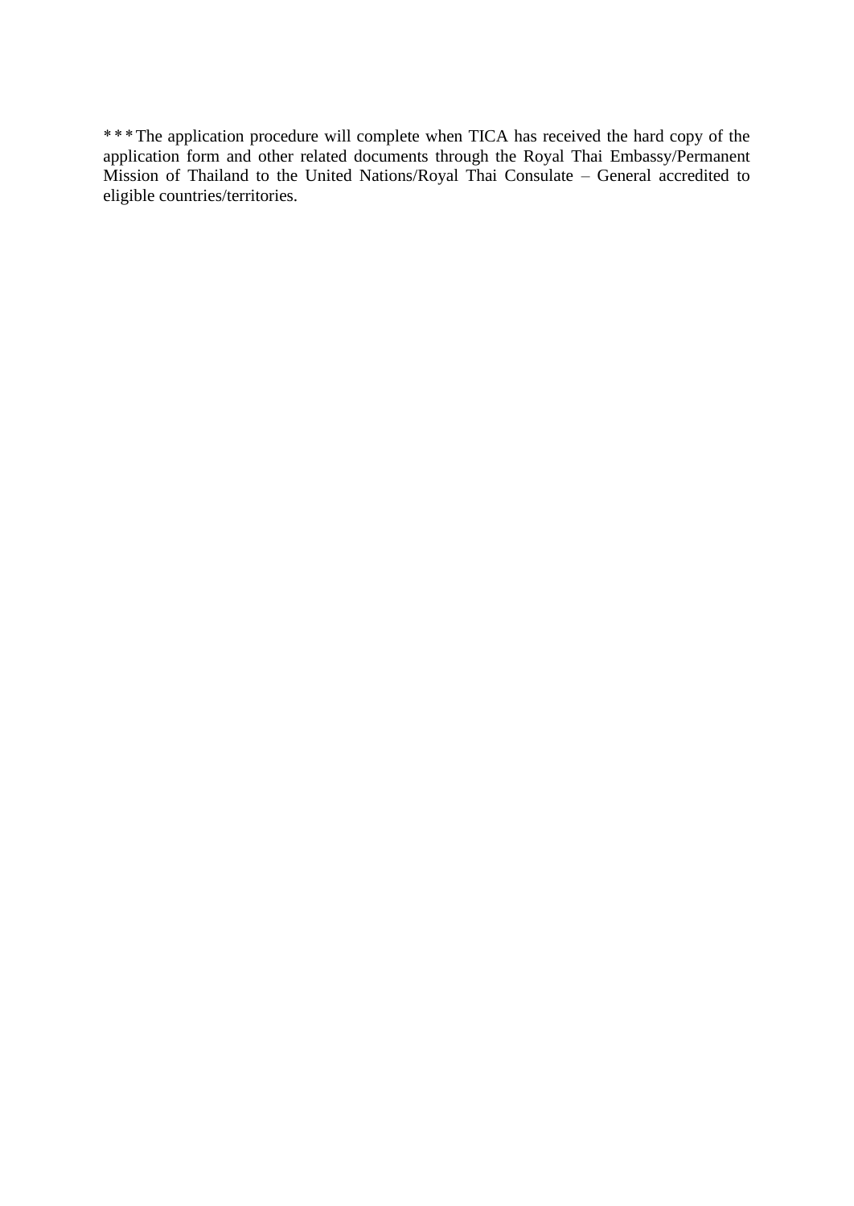***The application procedure will complete when TICA has received the hard copy of the application form and other related documents through the Royal Thai Embassy/Permanent Mission of Thailand to the United Nations/Royal Thai Consulate – General accredited to eligible countries/territories.